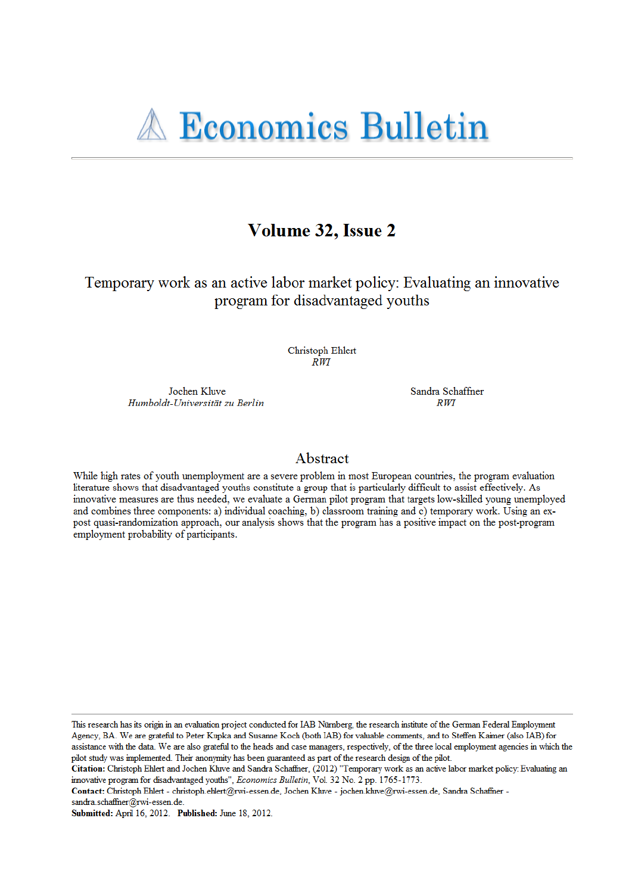# Economics Bulletin

## Volume 32, Issue 2

# Temporary work as an active labor market policy: Evaluating an innovative program for disadvantaged youths

Christoph Ehlert
*RWI*

Jochen Kluve
*Humboldt-Universität zu Berlin*

Sandra Schaffner
*RWI*

## Abstract

While high rates of youth unemployment are a severe problem in most European countries, the program evaluation literature shows that disadvantaged youths constitute a group that is particularly difficult to assist effectively. As innovative measures are thus needed, we evaluate a German pilot program that targets low-skilled young unemployed and combines three components: a) individual coaching, b) classroom training and c) temporary work. Using an ex-post quasi-randomization approach, our analysis shows that the program has a positive impact on the post-program employment probability of participants.

---

This research has its origin in an evaluation project conducted for IAB Nürnberg, the research institute of the German Federal Employment Agency, BA. We are grateful to Peter Kupka and Susanne Koch (both IAB) for valuable comments, and to Steffen Kaimer (also IAB) for assistance with the data. We are also grateful to the heads and case managers, respectively, of the three local employment agencies in which the pilot study was implemented. Their anonymity has been guaranteed as part of the research design of the pilot.

**Citation:** Christoph Ehlert and Jochen Kluve and Sandra Schaffner, (2012) "Temporary work as an active labor market policy: Evaluating an innovative program for disadvantaged youths", *Economics Bulletin*, Vol. 32 No. 2 pp. 1765-1773.

**Contact:** Christoph Ehlert - christoph.ehlert@rwi-essen.de, Jochen Kluve - jochen.kluve@rwi-essen.de, Sandra Schaffner - sandra.schaffner@rwi-essen.de.

**Submitted:** April 16, 2012. **Published:** June 18, 2012.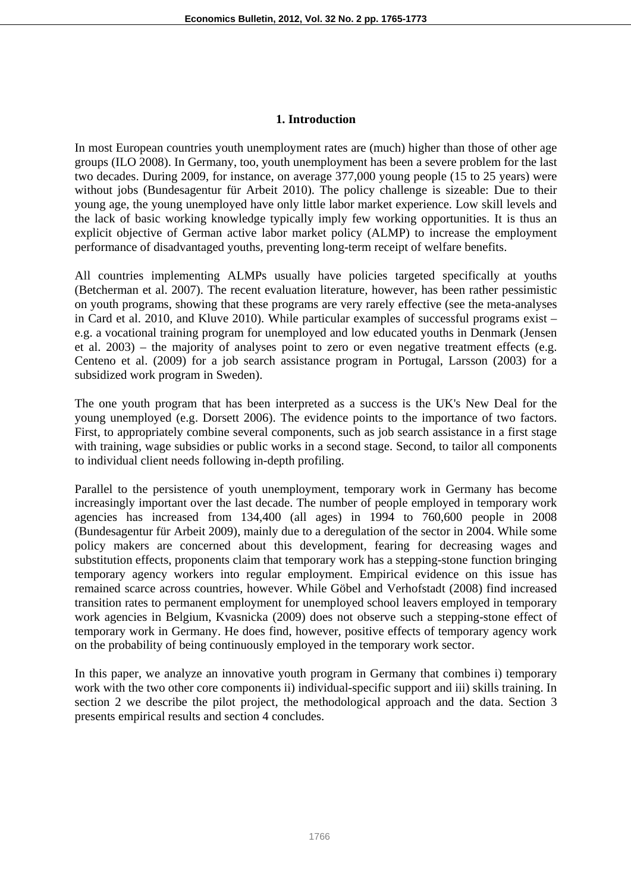## 1. Introduction

In most European countries youth unemployment rates are (much) higher than those of other age groups (ILO 2008). In Germany, too, youth unemployment has been a severe problem for the last two decades. During 2009, for instance, on average 377,000 young people (15 to 25 years) were without jobs (Bundesagentur für Arbeit 2010). The policy challenge is sizeable: Due to their young age, the young unemployed have only little labor market experience. Low skill levels and the lack of basic working knowledge typically imply few working opportunities. It is thus an explicit objective of German active labor market policy (ALMP) to increase the employment performance of disadvantaged youths, preventing long-term receipt of welfare benefits.

All countries implementing ALMPs usually have policies targeted specifically at youths (Betcherman et al. 2007). The recent evaluation literature, however, has been rather pessimistic on youth programs, showing that these programs are very rarely effective (see the meta-analyses in Card et al. 2010, and Kluve 2010). While particular examples of successful programs exist – e.g. a vocational training program for unemployed and low educated youths in Denmark (Jensen et al. 2003) – the majority of analyses point to zero or even negative treatment effects (e.g. Centeno et al. (2009) for a job search assistance program in Portugal, Larsson (2003) for a subsidized work program in Sweden).

The one youth program that has been interpreted as a success is the UK's New Deal for the young unemployed (e.g. Dorsett 2006). The evidence points to the importance of two factors. First, to appropriately combine several components, such as job search assistance in a first stage with training, wage subsidies or public works in a second stage. Second, to tailor all components to individual client needs following in-depth profiling.

Parallel to the persistence of youth unemployment, temporary work in Germany has become increasingly important over the last decade. The number of people employed in temporary work agencies has increased from 134,400 (all ages) in 1994 to 760,600 people in 2008 (Bundesagentur für Arbeit 2009), mainly due to a deregulation of the sector in 2004. While some policy makers are concerned about this development, fearing for decreasing wages and substitution effects, proponents claim that temporary work has a stepping-stone function bringing temporary agency workers into regular employment. Empirical evidence on this issue has remained scarce across countries, however. While Göbel and Verhofstadt (2008) find increased transition rates to permanent employment for unemployed school leavers employed in temporary work agencies in Belgium, Kvasnicka (2009) does not observe such a stepping-stone effect of temporary work in Germany. He does find, however, positive effects of temporary agency work on the probability of being continuously employed in the temporary work sector.

In this paper, we analyze an innovative youth program in Germany that combines i) temporary work with the two other core components ii) individual-specific support and iii) skills training. In section 2 we describe the pilot project, the methodological approach and the data. Section 3 presents empirical results and section 4 concludes.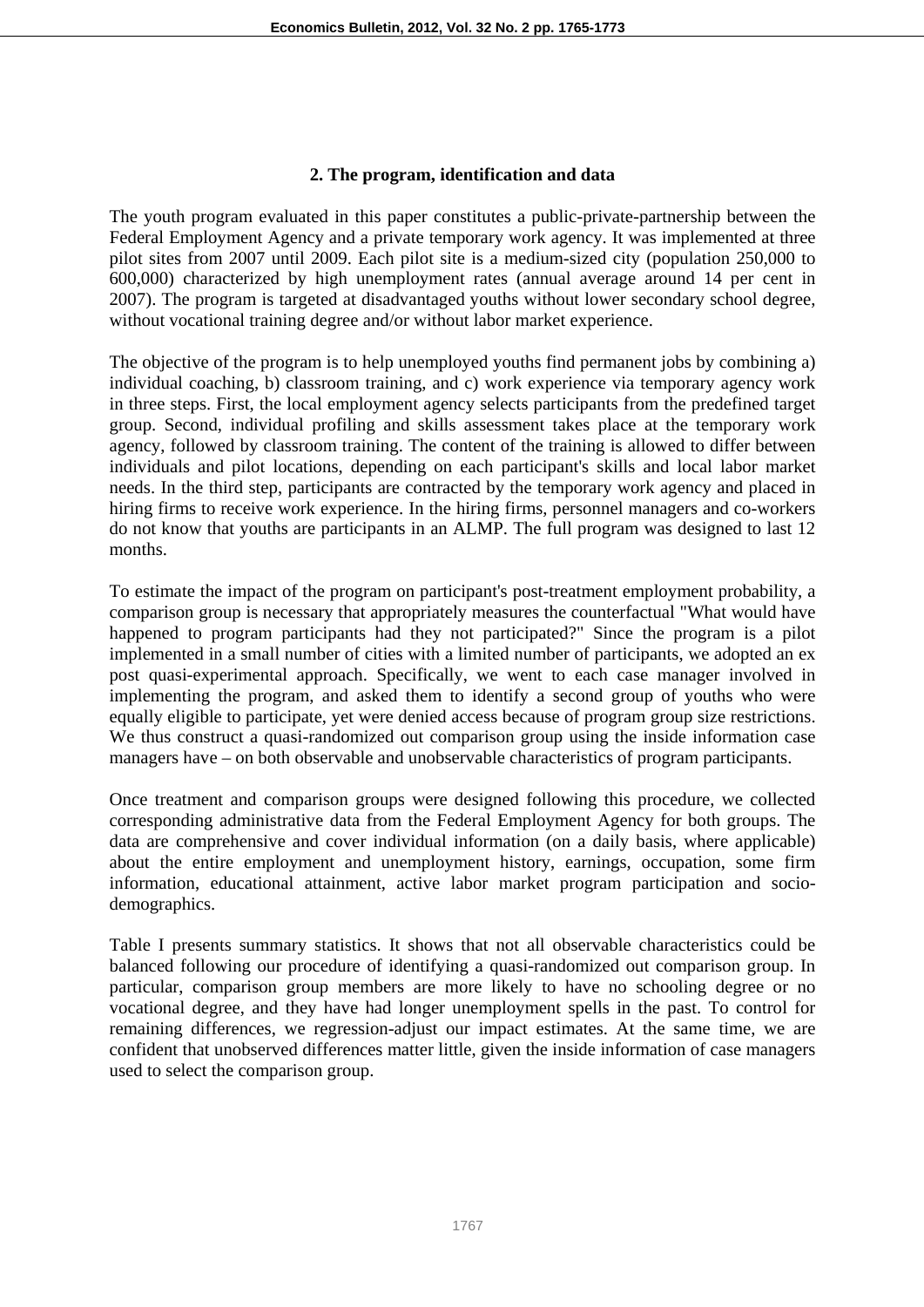## 2. The program, identification and data

The youth program evaluated in this paper constitutes a public-private-partnership between the Federal Employment Agency and a private temporary work agency. It was implemented at three pilot sites from 2007 until 2009. Each pilot site is a medium-sized city (population 250,000 to 600,000) characterized by high unemployment rates (annual average around 14 per cent in 2007). The program is targeted at disadvantaged youths without lower secondary school degree, without vocational training degree and/or without labor market experience.

The objective of the program is to help unemployed youths find permanent jobs by combining a) individual coaching, b) classroom training, and c) work experience via temporary agency work in three steps. First, the local employment agency selects participants from the predefined target group. Second, individual profiling and skills assessment takes place at the temporary work agency, followed by classroom training. The content of the training is allowed to differ between individuals and pilot locations, depending on each participant's skills and local labor market needs. In the third step, participants are contracted by the temporary work agency and placed in hiring firms to receive work experience. In the hiring firms, personnel managers and co-workers do not know that youths are participants in an ALMP. The full program was designed to last 12 months.

To estimate the impact of the program on participant's post-treatment employment probability, a comparison group is necessary that appropriately measures the counterfactual "What would have happened to program participants had they not participated?" Since the program is a pilot implemented in a small number of cities with a limited number of participants, we adopted an ex post quasi-experimental approach. Specifically, we went to each case manager involved in implementing the program, and asked them to identify a second group of youths who were equally eligible to participate, yet were denied access because of program group size restrictions. We thus construct a quasi-randomized out comparison group using the inside information case managers have – on both observable and unobservable characteristics of program participants.

Once treatment and comparison groups were designed following this procedure, we collected corresponding administrative data from the Federal Employment Agency for both groups. The data are comprehensive and cover individual information (on a daily basis, where applicable) about the entire employment and unemployment history, earnings, occupation, some firm information, educational attainment, active labor market program participation and socio-demographics.

Table I presents summary statistics. It shows that not all observable characteristics could be balanced following our procedure of identifying a quasi-randomized out comparison group. In particular, comparison group members are more likely to have no schooling degree or no vocational degree, and they have had longer unemployment spells in the past. To control for remaining differences, we regression-adjust our impact estimates. At the same time, we are confident that unobserved differences matter little, given the inside information of case managers used to select the comparison group.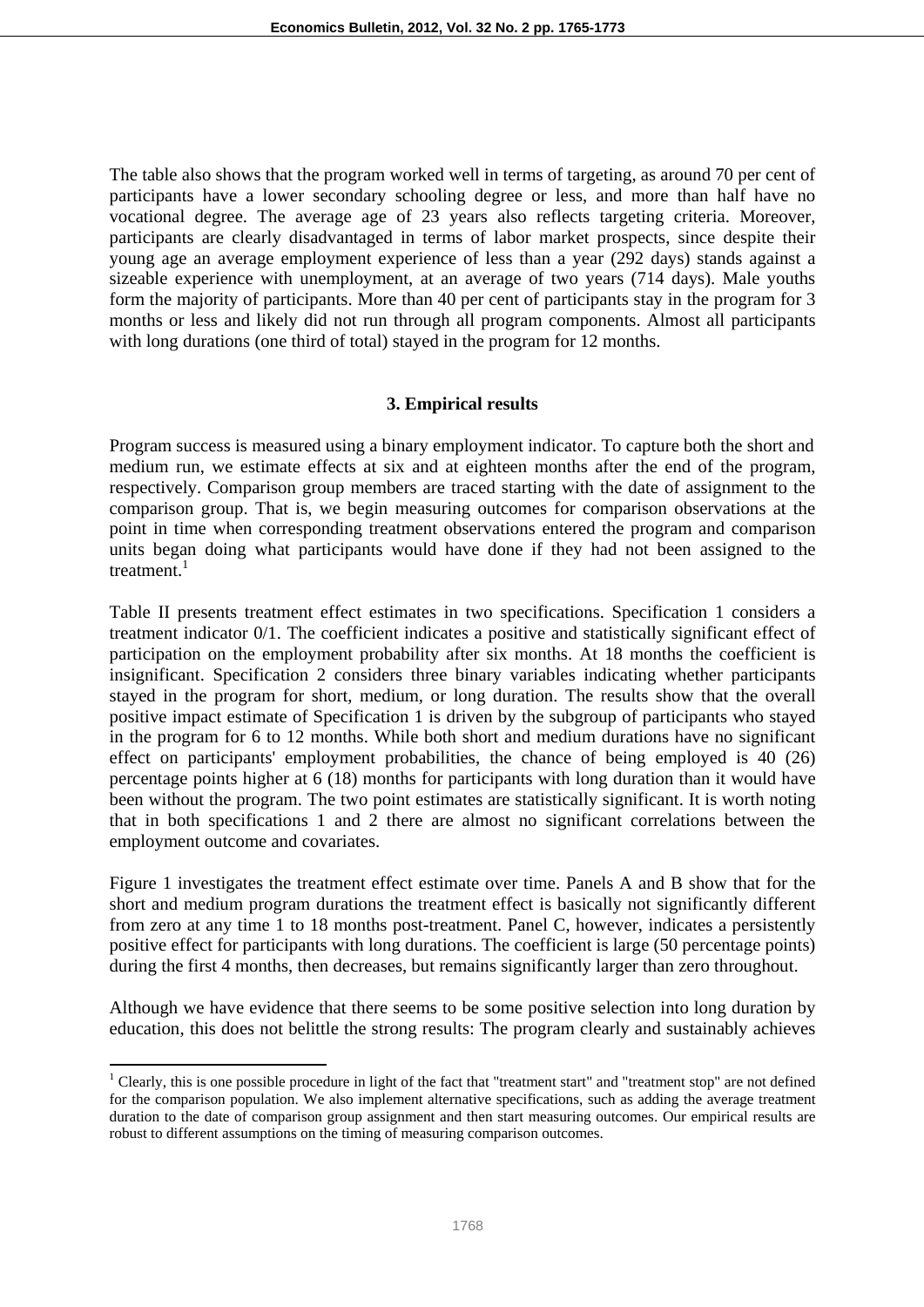The table also shows that the program worked well in terms of targeting, as around 70 per cent of participants have a lower secondary schooling degree or less, and more than half have no vocational degree. The average age of 23 years also reflects targeting criteria. Moreover, participants are clearly disadvantaged in terms of labor market prospects, since despite their young age an average employment experience of less than a year (292 days) stands against a sizeable experience with unemployment, at an average of two years (714 days). Male youths form the majority of participants. More than 40 per cent of participants stay in the program for 3 months or less and likely did not run through all program components. Almost all participants with long durations (one third of total) stayed in the program for 12 months.

## 3. Empirical results

Program success is measured using a binary employment indicator. To capture both the short and medium run, we estimate effects at six and at eighteen months after the end of the program, respectively. Comparison group members are traced starting with the date of assignment to the comparison group. That is, we begin measuring outcomes for comparison observations at the point in time when corresponding treatment observations entered the program and comparison units began doing what participants would have done if they had not been assigned to the treatment.[1]

Table II presents treatment effect estimates in two specifications. Specification 1 considers a treatment indicator 0/1. The coefficient indicates a positive and statistically significant effect of participation on the employment probability after six months. At 18 months the coefficient is insignificant. Specification 2 considers three binary variables indicating whether participants stayed in the program for short, medium, or long duration. The results show that the overall positive impact estimate of Specification 1 is driven by the subgroup of participants who stayed in the program for 6 to 12 months. While both short and medium durations have no significant effect on participants' employment probabilities, the chance of being employed is 40 (26) percentage points higher at 6 (18) months for participants with long duration than it would have been without the program. The two point estimates are statistically significant. It is worth noting that in both specifications 1 and 2 there are almost no significant correlations between the employment outcome and covariates.

Figure 1 investigates the treatment effect estimate over time. Panels A and B show that for the short and medium program durations the treatment effect is basically not significantly different from zero at any time 1 to 18 months post-treatment. Panel C, however, indicates a persistently positive effect for participants with long durations. The coefficient is large (50 percentage points) during the first 4 months, then decreases, but remains significantly larger than zero throughout.

Although we have evidence that there seems to be some positive selection into long duration by education, this does not belittle the strong results: The program clearly and sustainably achieves

[1] Clearly, this is one possible procedure in light of the fact that "treatment start" and "treatment stop" are not defined for the comparison population. We also implement alternative specifications, such as adding the average treatment duration to the date of comparison group assignment and then start measuring outcomes. Our empirical results are robust to different assumptions on the timing of measuring comparison outcomes.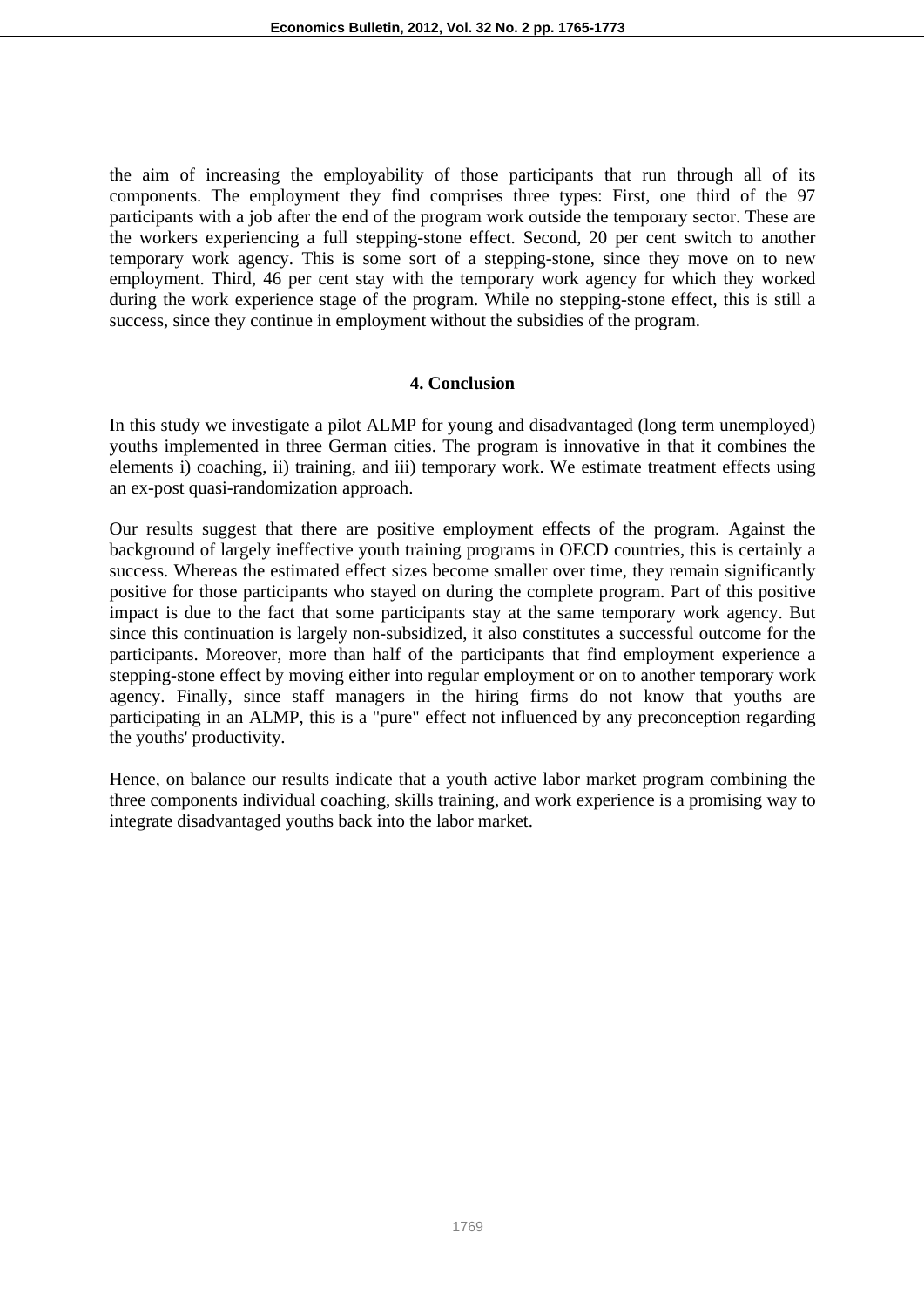the aim of increasing the employability of those participants that run through all of its components. The employment they find comprises three types: First, one third of the 97 participants with a job after the end of the program work outside the temporary sector. These are the workers experiencing a full stepping-stone effect. Second, 20 per cent switch to another temporary work agency. This is some sort of a stepping-stone, since they move on to new employment. Third, 46 per cent stay with the temporary work agency for which they worked during the work experience stage of the program. While no stepping-stone effect, this is still a success, since they continue in employment without the subsidies of the program.

## 4. Conclusion

In this study we investigate a pilot ALMP for young and disadvantaged (long term unemployed) youths implemented in three German cities. The program is innovative in that it combines the elements i) coaching, ii) training, and iii) temporary work. We estimate treatment effects using an ex-post quasi-randomization approach.

Our results suggest that there are positive employment effects of the program. Against the background of largely ineffective youth training programs in OECD countries, this is certainly a success. Whereas the estimated effect sizes become smaller over time, they remain significantly positive for those participants who stayed on during the complete program. Part of this positive impact is due to the fact that some participants stay at the same temporary work agency. But since this continuation is largely non-subsidized, it also constitutes a successful outcome for the participants. Moreover, more than half of the participants that find employment experience a stepping-stone effect by moving either into regular employment or on to another temporary work agency. Finally, since staff managers in the hiring firms do not know that youths are participating in an ALMP, this is a "pure" effect not influenced by any preconception regarding the youths' productivity.

Hence, on balance our results indicate that a youth active labor market program combining the three components individual coaching, skills training, and work experience is a promising way to integrate disadvantaged youths back into the labor market.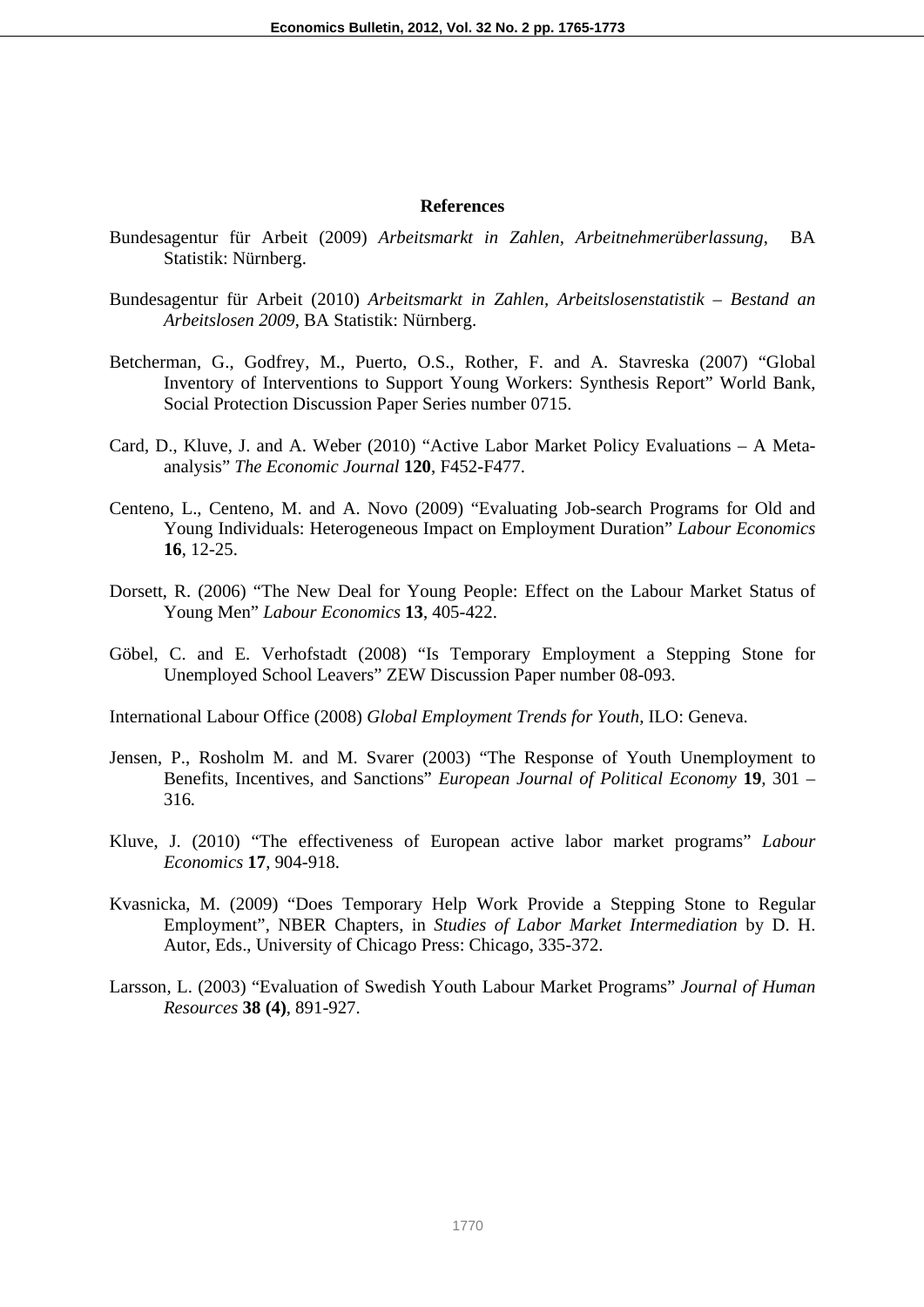## References

Bundesagentur für Arbeit (2009) *Arbeitsmarkt in Zahlen, Arbeitnehmerüberlassung*, BA Statistik: Nürnberg.

Bundesagentur für Arbeit (2010) *Arbeitsmarkt in Zahlen, Arbeitslosenstatistik – Bestand an Arbeitslosen 2009*, BA Statistik: Nürnberg.

Betcherman, G., Godfrey, M., Puerto, O.S., Rother, F. and A. Stavreska (2007) "Global Inventory of Interventions to Support Young Workers: Synthesis Report" World Bank, Social Protection Discussion Paper Series number 0715.

Card, D., Kluve, J. and A. Weber (2010) "Active Labor Market Policy Evaluations – A Meta-analysis" *The Economic Journal* **120**, F452-F477.

Centeno, L., Centeno, M. and A. Novo (2009) "Evaluating Job-search Programs for Old and Young Individuals: Heterogeneous Impact on Employment Duration" *Labour Economics* **16**, 12-25.

Dorsett, R. (2006) "The New Deal for Young People: Effect on the Labour Market Status of Young Men" *Labour Economics* **13**, 405-422.

Göbel, C. and E. Verhofstadt (2008) "Is Temporary Employment a Stepping Stone for Unemployed School Leavers" ZEW Discussion Paper number 08-093.

International Labour Office (2008) *Global Employment Trends for Youth*, ILO: Geneva.

Jensen, P., Rosholm M. and M. Svarer (2003) "The Response of Youth Unemployment to Benefits, Incentives, and Sanctions" *European Journal of Political Economy* **19**, 301 – 316.

Kluve, J. (2010) "The effectiveness of European active labor market programs" *Labour Economics* **17**, 904-918.

Kvasnicka, M. (2009) "Does Temporary Help Work Provide a Stepping Stone to Regular Employment", NBER Chapters, in *Studies of Labor Market Intermediation* by D. H. Autor, Eds., University of Chicago Press: Chicago, 335-372.

Larsson, L. (2003) "Evaluation of Swedish Youth Labour Market Programs" *Journal of Human Resources* **38 (4)**, 891-927.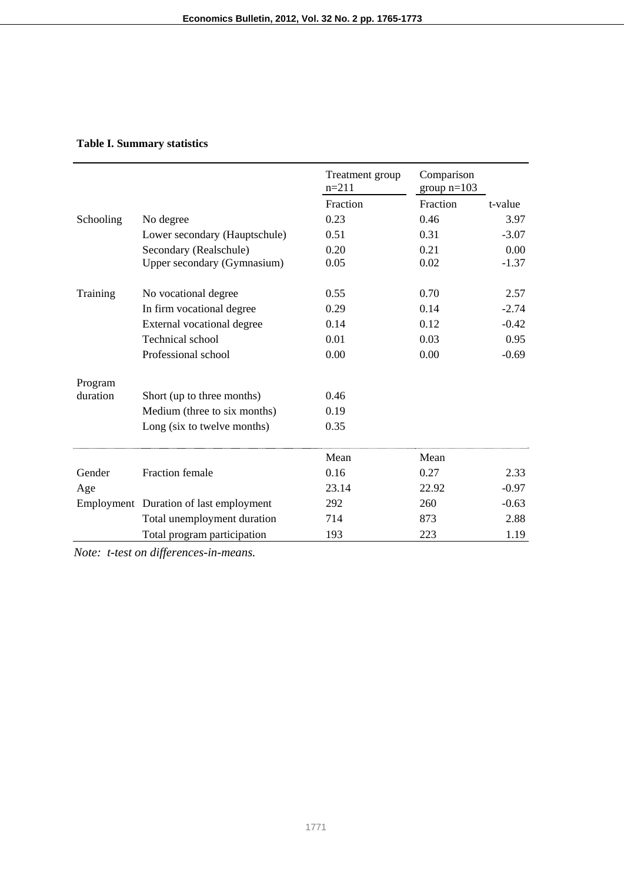**Table I. Summary statistics**

| | | Treatment group n=211 | Comparison group n=103 | |
|---|---|---|---|---|
| | | Fraction | Fraction | t-value |
| Schooling | No degree | 0.23 | 0.46 | 3.97 |
| | Lower secondary (Hauptschule) | 0.51 | 0.31 | -3.07 |
| | Secondary (Realschule) | 0.20 | 0.21 | 0.00 |
| | Upper secondary (Gymnasium) | 0.05 | 0.02 | -1.37 |
| Training | No vocational degree | 0.55 | 0.70 | 2.57 |
| | In firm vocational degree | 0.29 | 0.14 | -2.74 |
| | External vocational degree | 0.14 | 0.12 | -0.42 |
| | Technical school | 0.01 | 0.03 | 0.95 |
| | Professional school | 0.00 | 0.00 | -0.69 |
| Program duration | Short (up to three months) | 0.46 | | |
| | Medium (three to six months) | 0.19 | | |
| | Long (six to twelve months) | 0.35 | | |
| | | Mean | Mean | |
| Gender | Fraction female | 0.16 | 0.27 | 2.33 |
| Age | | 23.14 | 22.92 | -0.97 |
| Employment | Duration of last employment | 292 | 260 | -0.63 |
| | Total unemployment duration | 714 | 873 | 2.88 |
| | Total program participation | 193 | 223 | 1.19 |

*Note: t-test on differences-in-means.*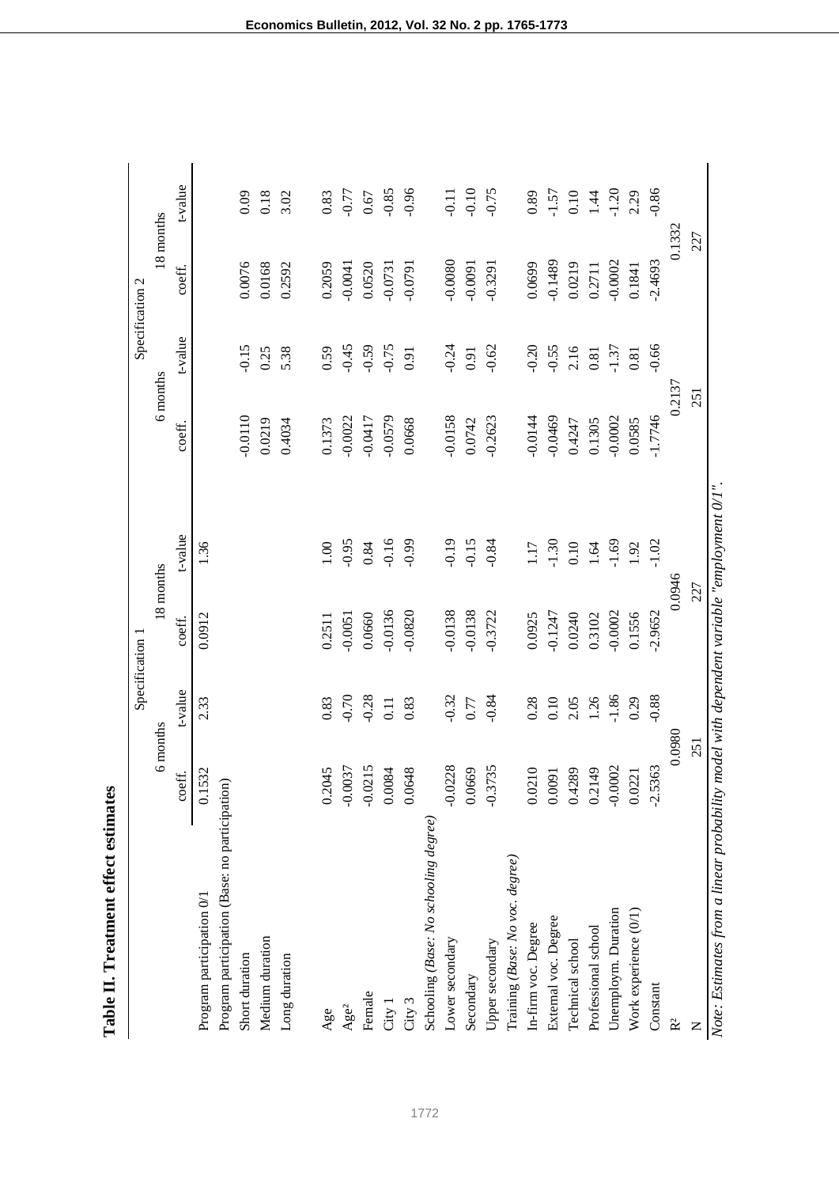**Table II. Treatment effect estimates**

| | Specification 1 | | | | Specification 2 | | | |
|---|---|---|---|---|---|---|---|---|
| | 6 months | | 18 months | | 6 months | | 18 months | |
| | coeff. | t-value | coeff. | t-value | coeff. | t-value | coeff. | t-value |
| Program participation 0/1 | 0.1532 | 2.33 | 0.0912 | 1.36 | | | | |
| Program participation (Base: no participation) | | | | | | | | |
| Short duration | | | | | -0.0110 | -0.15 | 0.0076 | 0.09 |
| Medium duration | | | | | 0.0219 | 0.25 | 0.0168 | 0.18 |
| Long duration | | | | | 0.4034 | 5.38 | 0.2592 | 3.02 |
| Age | 0.2045 | 0.83 | 0.2511 | 1.00 | 0.1373 | 0.59 | 0.2059 | 0.83 |
| Age² | -0.0037 | -0.70 | -0.0051 | -0.95 | -0.0022 | -0.45 | -0.0041 | -0.77 |
| Female | -0.0215 | -0.28 | 0.0660 | 0.84 | -0.0417 | -0.59 | 0.0520 | 0.67 |
| City 1 | 0.0084 | 0.11 | -0.0136 | -0.16 | -0.0579 | -0.75 | -0.0731 | -0.85 |
| City 3 | 0.0648 | 0.83 | -0.0820 | -0.99 | 0.0668 | 0.91 | -0.0791 | -0.96 |
| Schooling (*Base: No schooling degree*) | | | | | | | | |
| Lower secondary | -0.0228 | -0.32 | -0.0138 | -0.19 | -0.0158 | -0.24 | -0.0080 | -0.11 |
| Secondary | 0.0669 | 0.77 | -0.0138 | -0.15 | 0.0742 | 0.91 | -0.0091 | -0.10 |
| Upper secondary | -0.3735 | -0.84 | -0.3722 | -0.84 | -0.2623 | -0.62 | -0.3291 | -0.75 |
| Training (*Base: No voc. degree*) | | | | | | | | |
| In-firm voc. Degree | 0.0210 | 0.28 | 0.0925 | 1.17 | -0.0144 | -0.20 | 0.0699 | 0.89 |
| External voc. Degree | 0.0091 | 0.10 | -0.1247 | -1.30 | -0.0469 | -0.55 | -0.1489 | -1.57 |
| Technical school | 0.4289 | 2.05 | 0.0240 | 0.10 | 0.4247 | 2.16 | 0.0219 | 0.10 |
| Professional school | 0.2149 | 1.26 | 0.3102 | 1.64 | 0.1305 | 0.81 | 0.2711 | 1.44 |
| Unemploym. Duration | -0.0002 | -1.86 | -0.0002 | -1.69 | -0.0002 | -1.37 | -0.0002 | -1.20 |
| Work experience (0/1) | 0.0221 | 0.29 | 0.1556 | 1.92 | 0.0585 | 0.81 | 0.1841 | 2.29 |
| Constant | -2.5363 | -0.88 | -2.9652 | -1.02 | -1.7746 | -0.66 | -2.4693 | -0.86 |
| $R^2$ | 0.0980 | | 0.0946 | | 0.2137 | | 0.1332 | |
| N | 251 | | 227 | | 251 | | 227 | |

*Note: Estimates from a linear probability model with dependent variable "employment 0/1".*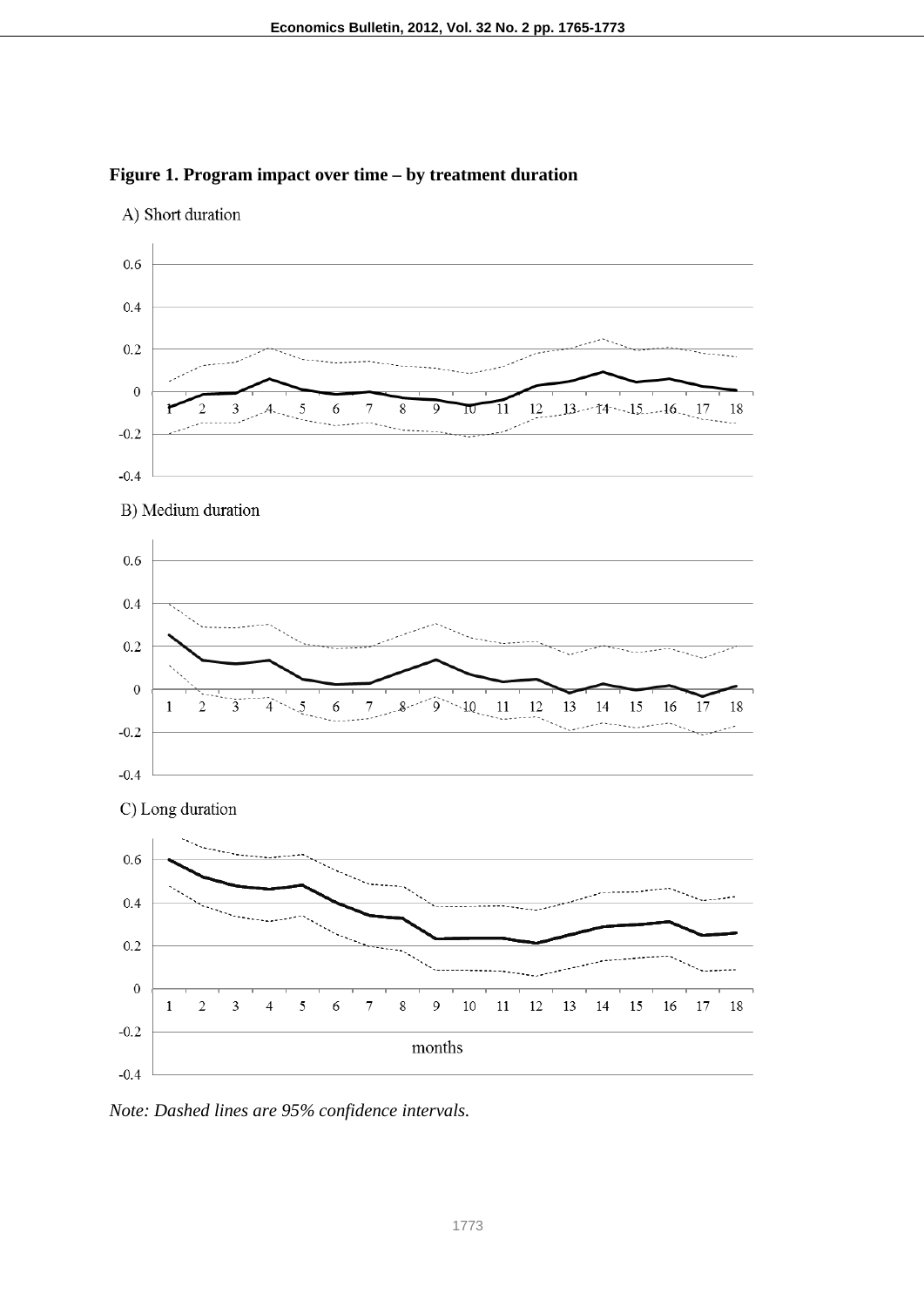**Figure 1. Program impact over time – by treatment duration**

A) Short duration

0.6
0.4
0.2
0
-0.2
-0.4

1 2 3 4 5 6 7 8 9 10 11 12 13 14 15 16 17 18

B) Medium duration

0.6
0.4
0.2
0
-0.2
-0.4

1 2 3 4 5 6 7 8 9 10 11 12 13 14 15 16 17 18

C) Long duration

0.6
0.4
0.2
0
-0.2
-0.4

1 2 3 4 5 6 7 8 9 10 11 12 13 14 15 16 17 18

months

*Note: Dashed lines are 95% confidence intervals.*